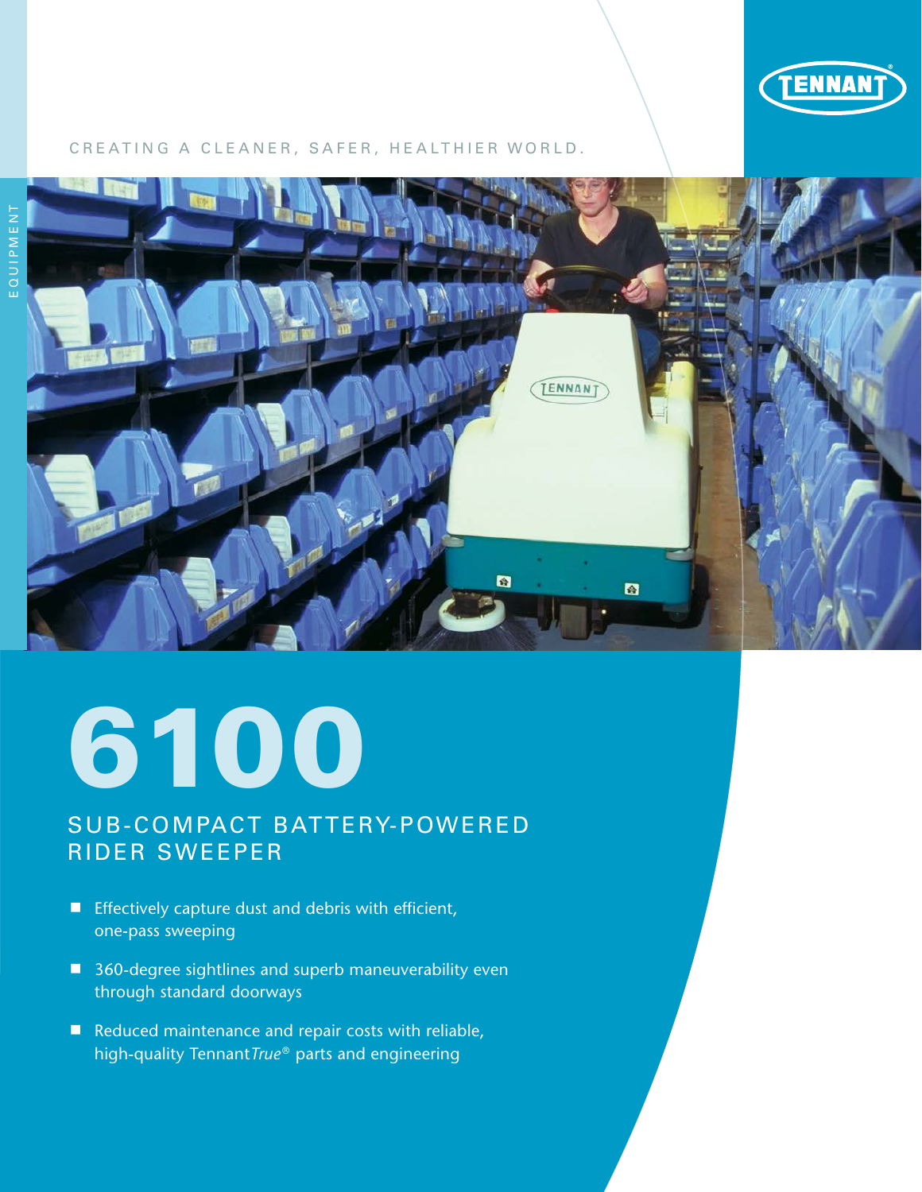CREATING A CLEANER, SAFER, HEALTHIER WORLD.

EQUIPMENT

# 6100

## SUB-COMPACT BATTERY-POWERED RIDER SWEEPER

- Effectively capture dust and debris with efficient, one-pass sweeping
- 360-degree sightlines and superb maneuverability even through standard doorways
- Reduced maintenance and repair costs with reliable, high-quality Tennant*True*® parts and engineering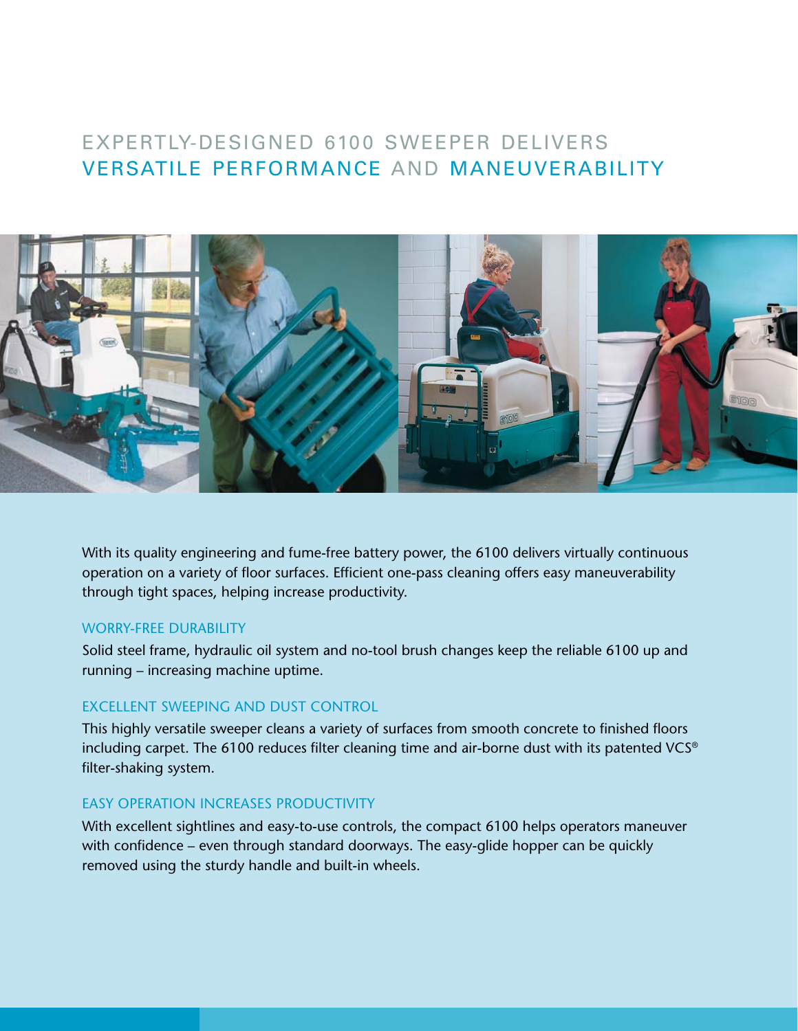# EXPERTLY-DESIGNED 6100 SWEEPER DELIVERS VERSATILE PERFORMANCE AND MANEUVERABILITY

With its quality engineering and fume-free battery power, the 6100 delivers virtually continuous operation on a variety of floor surfaces. Efficient one-pass cleaning offers easy maneuverability through tight spaces, helping increase productivity.

## WORRY-FREE DURABILITY

Solid steel frame, hydraulic oil system and no-tool brush changes keep the reliable 6100 up and running – increasing machine uptime.

## EXCELLENT SWEEPING AND DUST CONTROL

This highly versatile sweeper cleans a variety of surfaces from smooth concrete to finished floors including carpet. The 6100 reduces filter cleaning time and air-borne dust with its patented VCS® filter-shaking system.

## EASY OPERATION INCREASES PRODUCTIVITY

With excellent sightlines and easy-to-use controls, the compact 6100 helps operators maneuver with confidence – even through standard doorways. The easy-glide hopper can be quickly removed using the sturdy handle and built-in wheels.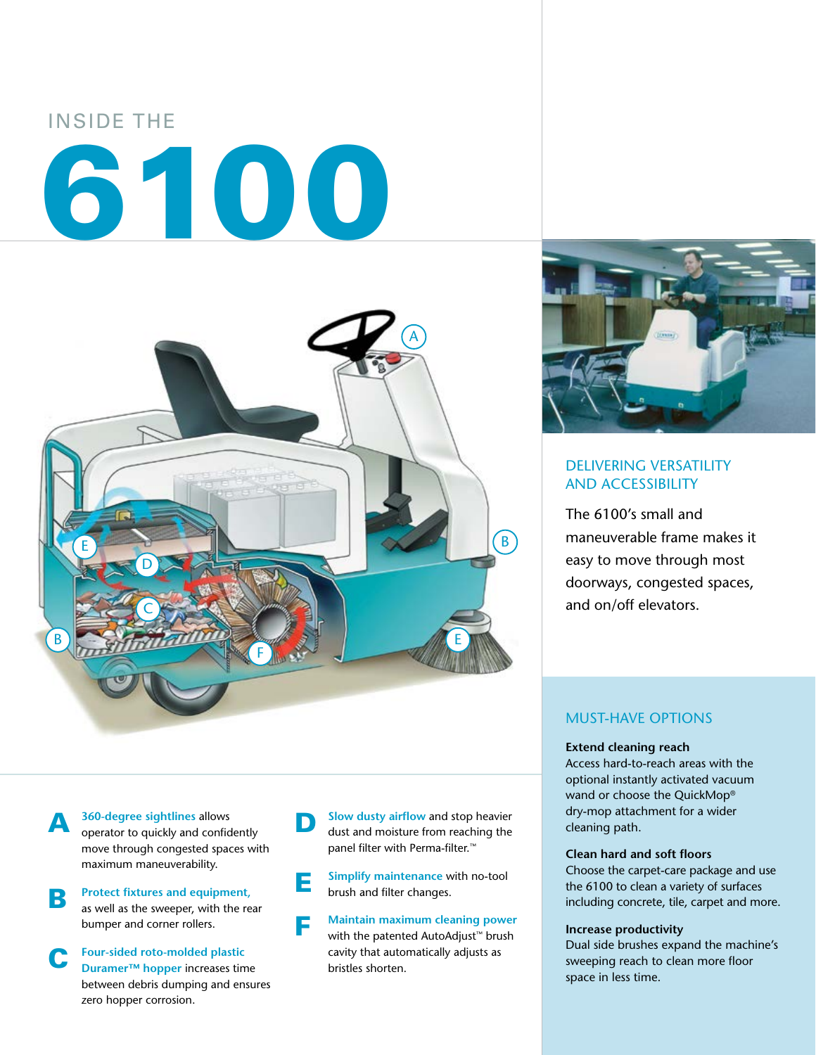# INSIDE THE 6100

**A** 360-degree sightlines allows operator to quickly and confidently move through congested spaces with maximum maneuverability.

**B** Protect fixtures and equipment, as well as the sweeper, with the rear bumper and corner rollers.

**C** Four-sided roto-molded plastic Duramer™ hopper increases time between debris dumping and ensures zero hopper corrosion.

**D** Slow dusty airflow and stop heavier dust and moisture from reaching the panel filter with Perma-filter.™

**E** Simplify maintenance with no-tool brush and filter changes.

**F** Maintain maximum cleaning power with the patented AutoAdjust™ brush cavity that automatically adjusts as bristles shorten.

## DELIVERING VERSATILITY AND ACCESSIBILITY

The 6100's small and maneuverable frame makes it easy to move through most doorways, congested spaces, and on/off elevators.

## MUST-HAVE OPTIONS

**Extend cleaning reach**
Access hard-to-reach areas with the optional instantly activated vacuum wand or choose the QuickMop® dry-mop attachment for a wider cleaning path.

**Clean hard and soft floors**
Choose the carpet-care package and use the 6100 to clean a variety of surfaces including concrete, tile, carpet and more.

**Increase productivity**
Dual side brushes expand the machine's sweeping reach to clean more floor space in less time.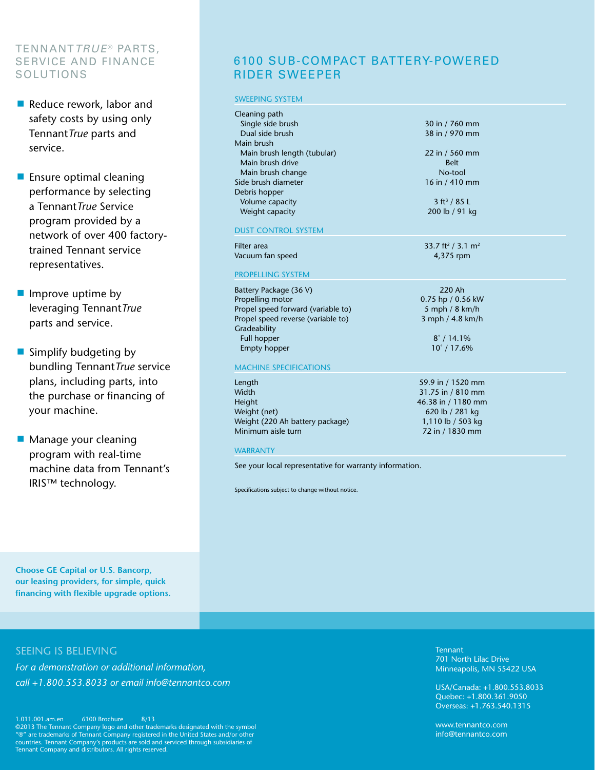## TENNANT *TRUE*® PARTS, SERVICE AND FINANCE SOLUTIONS

- Reduce rework, labor and safety costs by using only Tennant *True* parts and service.
- Ensure optimal cleaning performance by selecting a Tennant *True* Service program provided by a network of over 400 factory-trained Tennant service representatives.
- Improve uptime by leveraging Tennant *True* parts and service.
- Simplify budgeting by bundling Tennant *True* service plans, including parts, into the purchase or financing of your machine.
- Manage your cleaning program with real-time machine data from Tennant's IRIS™ technology.

**Choose GE Capital or U.S. Bancorp, our leasing providers, for simple, quick financing with flexible upgrade options.**

## 6100 SUB-COMPACT BATTERY-POWERED RIDER SWEEPER

### SWEEPING SYSTEM

| | |
|---|---|
| Cleaning path | |
| Single side brush | 30 in / 760 mm |
| Dual side brush | 38 in / 970 mm |
| Main brush | |
| Main brush length (tubular) | 22 in / 560 mm |
| Main brush drive | Belt |
| Main brush change | No-tool |
| Side brush diameter | 16 in / 410 mm |
| Debris hopper | |
| Volume capacity | 3 ft³ / 85 L |
| Weight capacity | 200 lb / 91 kg |

### DUST CONTROL SYSTEM

| | |
|---|---|
| Filter area | 33.7 ft² / 3.1 m² |
| Vacuum fan speed | 4,375 rpm |

### PROPELLING SYSTEM

| | |
|---|---|
| Battery Package (36 V) | 220 Ah |
| Propelling motor | 0.75 hp / 0.56 kW |
| Propel speed forward (variable to) | 5 mph / 8 km/h |
| Propel speed reverse (variable to) | 3 mph / 4.8 km/h |
| Gradeability | |
| Full hopper | 8° / 14.1% |
| Empty hopper | 10° / 17.6% |

### MACHINE SPECIFICATIONS

| | |
|---|---|
| Length | 59.9 in / 1520 mm |
| Width | 31.75 in / 810 mm |
| Height | 46.38 in / 1180 mm |
| Weight (net) | 620 lb / 281 kg |
| Weight (220 Ah battery package) | 1,110 lb / 503 kg |
| Minimum aisle turn | 72 in / 1830 mm |

### WARRANTY

See your local representative for warranty information.

Specifications subject to change without notice.

## SEEING IS BELIEVING

*For a demonstration or additional information, call +1.800.553.8033 or email info@tennantco.com*

Tennant
701 North Lilac Drive
Minneapolis, MN 55422 USA

USA/Canada: +1.800.553.8033
Quebec: +1.800.361.9050
Overseas: +1.763.540.1315

www.tennantco.com
info@tennantco.com

1.011.001.am.en 6100 Brochure 8/13
©2013 The Tennant Company logo and other trademarks designated with the symbol "®" are trademarks of Tennant Company registered in the United States and/or other countries. Tennant Company's products are sold and serviced through subsidiaries of Tennant Company and distributors. All rights reserved.